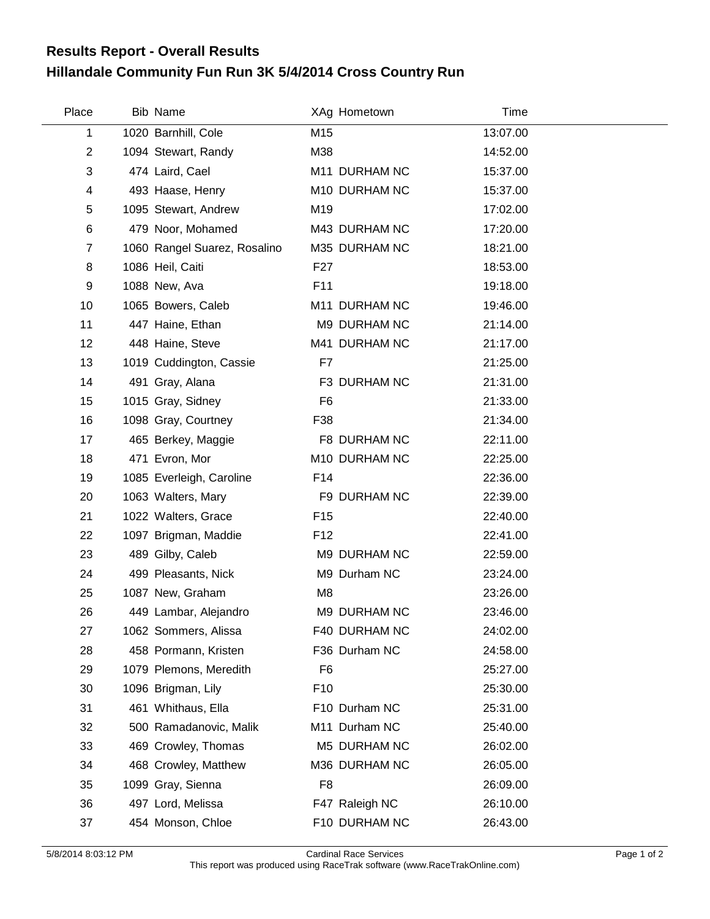# Results Report - Overall Results
# Hillandale Community Fun Run 3K 5/4/2014 Cross Country Run

| Place | Bib | Name | XAg | Hometown | Time |
|---|---|---|---|---|---|
| 1 | 1020 | Barnhill, Cole | M15 | | 13:07.00 |
| 2 | 1094 | Stewart, Randy | M38 | | 14:52.00 |
| 3 | 474 | Laird, Cael | M11 | DURHAM NC | 15:37.00 |
| 4 | 493 | Haase, Henry | M10 | DURHAM NC | 15:37.00 |
| 5 | 1095 | Stewart, Andrew | M19 | | 17:02.00 |
| 6 | 479 | Noor, Mohamed | M43 | DURHAM NC | 17:20.00 |
| 7 | 1060 | Rangel Suarez, Rosalino | M35 | DURHAM NC | 18:21.00 |
| 8 | 1086 | Heil, Caiti | F27 | | 18:53.00 |
| 9 | 1088 | New, Ava | F11 | | 19:18.00 |
| 10 | 1065 | Bowers, Caleb | M11 | DURHAM NC | 19:46.00 |
| 11 | 447 | Haine, Ethan | M9 | DURHAM NC | 21:14.00 |
| 12 | 448 | Haine, Steve | M41 | DURHAM NC | 21:17.00 |
| 13 | 1019 | Cuddington, Cassie | F7 | | 21:25.00 |
| 14 | 491 | Gray, Alana | F3 | DURHAM NC | 21:31.00 |
| 15 | 1015 | Gray, Sidney | F6 | | 21:33.00 |
| 16 | 1098 | Gray, Courtney | F38 | | 21:34.00 |
| 17 | 465 | Berkey, Maggie | F8 | DURHAM NC | 22:11.00 |
| 18 | 471 | Evron, Mor | M10 | DURHAM NC | 22:25.00 |
| 19 | 1085 | Everleigh, Caroline | F14 | | 22:36.00 |
| 20 | 1063 | Walters, Mary | F9 | DURHAM NC | 22:39.00 |
| 21 | 1022 | Walters, Grace | F15 | | 22:40.00 |
| 22 | 1097 | Brigman, Maddie | F12 | | 22:41.00 |
| 23 | 489 | Gilby, Caleb | M9 | DURHAM NC | 22:59.00 |
| 24 | 499 | Pleasants, Nick | M9 | Durham NC | 23:24.00 |
| 25 | 1087 | New, Graham | M8 | | 23:26.00 |
| 26 | 449 | Lambar, Alejandro | M9 | DURHAM NC | 23:46.00 |
| 27 | 1062 | Sommers, Alissa | F40 | DURHAM NC | 24:02.00 |
| 28 | 458 | Pormann, Kristen | F36 | Durham NC | 24:58.00 |
| 29 | 1079 | Plemons, Meredith | F6 | | 25:27.00 |
| 30 | 1096 | Brigman, Lily | F10 | | 25:30.00 |
| 31 | 461 | Whithaus, Ella | F10 | Durham NC | 25:31.00 |
| 32 | 500 | Ramadanovic, Malik | M11 | Durham NC | 25:40.00 |
| 33 | 469 | Crowley, Thomas | M5 | DURHAM NC | 26:02.00 |
| 34 | 468 | Crowley, Matthew | M36 | DURHAM NC | 26:05.00 |
| 35 | 1099 | Gray, Sienna | F8 | | 26:09.00 |
| 36 | 497 | Lord, Melissa | F47 | Raleigh NC | 26:10.00 |
| 37 | 454 | Monson, Chloe | F10 | DURHAM NC | 26:43.00 |

5/8/2014 8:03:12 PM — Cardinal Race Services

This report was produced using RaceTrak software (www.RaceTrakOnline.com)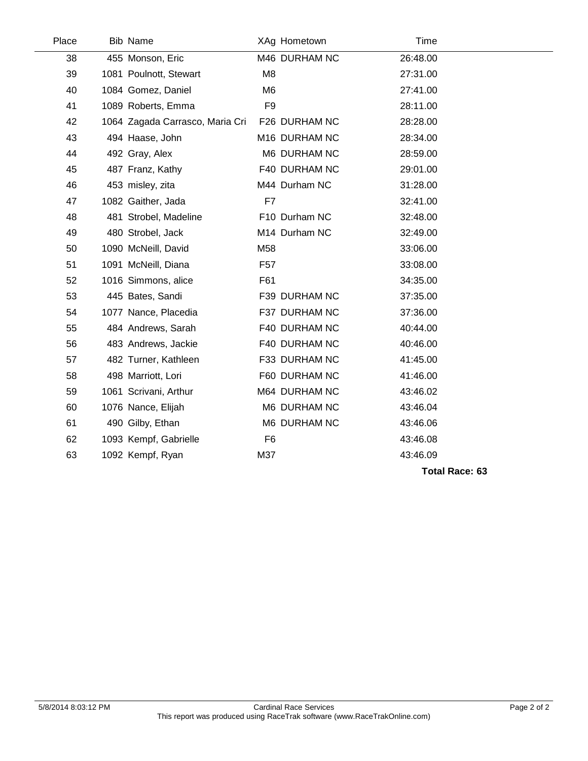| Place | Bib | Name | XAg | Hometown | Time |
|---|---|---|---|---|---|
| 38 | 455 | Monson, Eric | M46 | DURHAM NC | 26:48.00 |
| 39 | 1081 | Poulnott, Stewart | M8 | | 27:31.00 |
| 40 | 1084 | Gomez, Daniel | M6 | | 27:41.00 |
| 41 | 1089 | Roberts, Emma | F9 | | 28:11.00 |
| 42 | 1064 | Zagada Carrasco, Maria Cri | F26 | DURHAM NC | 28:28.00 |
| 43 | 494 | Haase, John | M16 | DURHAM NC | 28:34.00 |
| 44 | 492 | Gray, Alex | M6 | DURHAM NC | 28:59.00 |
| 45 | 487 | Franz, Kathy | F40 | DURHAM NC | 29:01.00 |
| 46 | 453 | misley, zita | M44 | Durham NC | 31:28.00 |
| 47 | 1082 | Gaither, Jada | F7 | | 32:41.00 |
| 48 | 481 | Strobel, Madeline | F10 | Durham NC | 32:48.00 |
| 49 | 480 | Strobel, Jack | M14 | Durham NC | 32:49.00 |
| 50 | 1090 | McNeill, David | M58 | | 33:06.00 |
| 51 | 1091 | McNeill, Diana | F57 | | 33:08.00 |
| 52 | 1016 | Simmons, alice | F61 | | 34:35.00 |
| 53 | 445 | Bates, Sandi | F39 | DURHAM NC | 37:35.00 |
| 54 | 1077 | Nance, Placedia | F37 | DURHAM NC | 37:36.00 |
| 55 | 484 | Andrews, Sarah | F40 | DURHAM NC | 40:44.00 |
| 56 | 483 | Andrews, Jackie | F40 | DURHAM NC | 40:46.00 |
| 57 | 482 | Turner, Kathleen | F33 | DURHAM NC | 41:45.00 |
| 58 | 498 | Marriott, Lori | F60 | DURHAM NC | 41:46.00 |
| 59 | 1061 | Scrivani, Arthur | M64 | DURHAM NC | 43:46.02 |
| 60 | 1076 | Nance, Elijah | M6 | DURHAM NC | 43:46.04 |
| 61 | 490 | Gilby, Ethan | M6 | DURHAM NC | 43:46.06 |
| 62 | 1093 | Kempf, Gabrielle | F6 | | 43:46.08 |
| 63 | 1092 | Kempf, Ryan | M37 | | 43:46.09 |

**Total Race: 63**

5/8/2014 8:03:12 PM

Cardinal Race Services

This report was produced using RaceTrak software (www.RaceTrakOnline.com)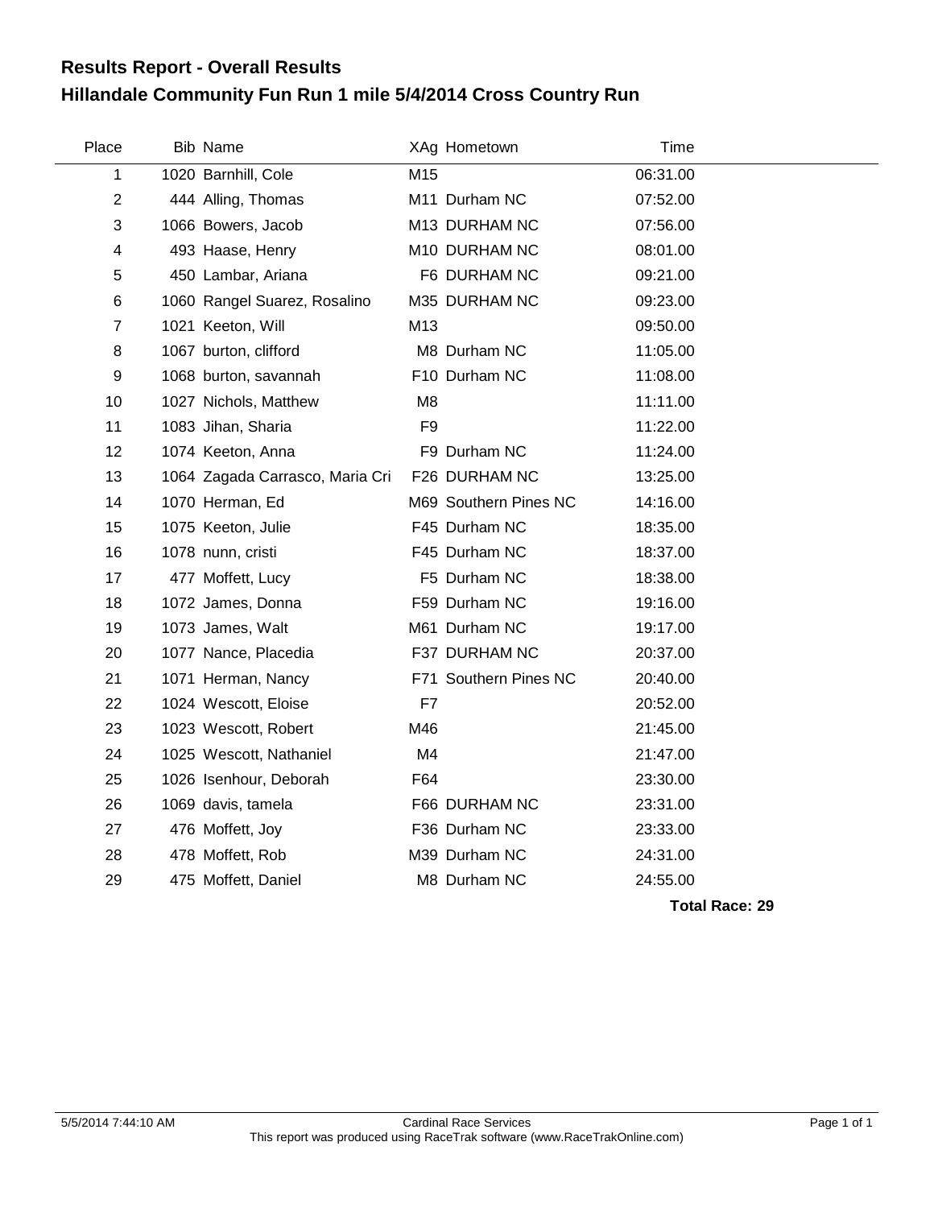# Results Report - Overall Results
## Hillandale Community Fun Run 1 mile 5/4/2014 Cross Country Run

| Place | Bib | Name | XAg | Hometown | Time |
|---|---|---|---|---|---|
| 1 | 1020 | Barnhill, Cole | M15 | | 06:31.00 |
| 2 | 444 | Alling, Thomas | M11 | Durham NC | 07:52.00 |
| 3 | 1066 | Bowers, Jacob | M13 | DURHAM NC | 07:56.00 |
| 4 | 493 | Haase, Henry | M10 | DURHAM NC | 08:01.00 |
| 5 | 450 | Lambar, Ariana | F6 | DURHAM NC | 09:21.00 |
| 6 | 1060 | Rangel Suarez, Rosalino | M35 | DURHAM NC | 09:23.00 |
| 7 | 1021 | Keeton, Will | M13 | | 09:50.00 |
| 8 | 1067 | burton, clifford | M8 | Durham NC | 11:05.00 |
| 9 | 1068 | burton, savannah | F10 | Durham NC | 11:08.00 |
| 10 | 1027 | Nichols, Matthew | M8 | | 11:11.00 |
| 11 | 1083 | Jihan, Sharia | F9 | | 11:22.00 |
| 12 | 1074 | Keeton, Anna | F9 | Durham NC | 11:24.00 |
| 13 | 1064 | Zagada Carrasco, Maria Cri | F26 | DURHAM NC | 13:25.00 |
| 14 | 1070 | Herman, Ed | M69 | Southern Pines NC | 14:16.00 |
| 15 | 1075 | Keeton, Julie | F45 | Durham NC | 18:35.00 |
| 16 | 1078 | nunn, cristi | F45 | Durham NC | 18:37.00 |
| 17 | 477 | Moffett, Lucy | F5 | Durham NC | 18:38.00 |
| 18 | 1072 | James, Donna | F59 | Durham NC | 19:16.00 |
| 19 | 1073 | James, Walt | M61 | Durham NC | 19:17.00 |
| 20 | 1077 | Nance, Placedia | F37 | DURHAM NC | 20:37.00 |
| 21 | 1071 | Herman, Nancy | F71 | Southern Pines NC | 20:40.00 |
| 22 | 1024 | Wescott, Eloise | F7 | | 20:52.00 |
| 23 | 1023 | Wescott, Robert | M46 | | 21:45.00 |
| 24 | 1025 | Wescott, Nathaniel | M4 | | 21:47.00 |
| 25 | 1026 | Isenhour, Deborah | F64 | | 23:30.00 |
| 26 | 1069 | davis, tamela | F66 | DURHAM NC | 23:31.00 |
| 27 | 476 | Moffett, Joy | F36 | Durham NC | 23:33.00 |
| 28 | 478 | Moffett, Rob | M39 | Durham NC | 24:31.00 |
| 29 | 475 | Moffett, Daniel | M8 | Durham NC | 24:55.00 |

**Total Race: 29**

5/5/2014 7:44:10 AM

Cardinal Race Services

This report was produced using RaceTrak software (www.RaceTrakOnline.com)